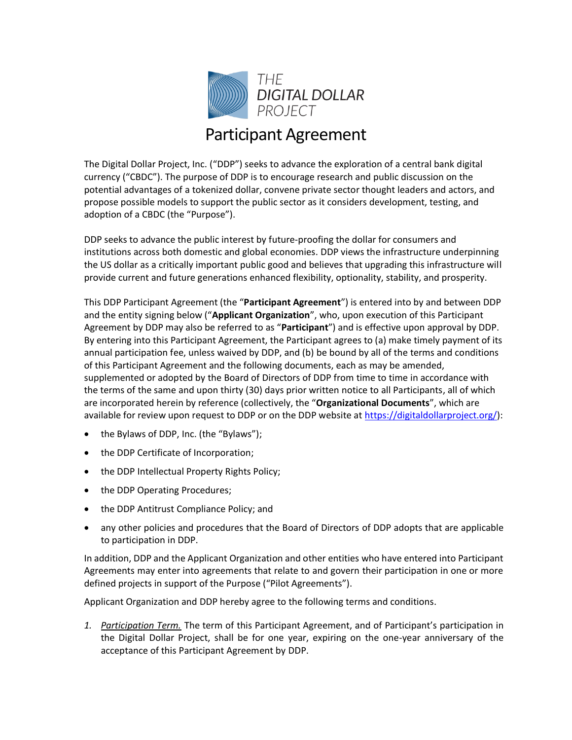THE DIGITAL DOLLAR PROJECT

# Participant Agreement

The Digital Dollar Project, Inc. ("DDP") seeks to advance the exploration of a central bank digital currency ("CBDC"). The purpose of DDP is to encourage research and public discussion on the potential advantages of a tokenized dollar, convene private sector thought leaders and actors, and propose possible models to support the public sector as it considers development, testing, and adoption of a CBDC (the "Purpose").

DDP seeks to advance the public interest by future-proofing the dollar for consumers and institutions across both domestic and global economies. DDP views the infrastructure underpinning the US dollar as a critically important public good and believes that upgrading this infrastructure will provide current and future generations enhanced flexibility, optionality, stability, and prosperity.

This DDP Participant Agreement (the "**Participant Agreement**") is entered into by and between DDP and the entity signing below ("**Applicant Organization**", who, upon execution of this Participant Agreement by DDP may also be referred to as "**Participant**") and is effective upon approval by DDP. By entering into this Participant Agreement, the Participant agrees to (a) make timely payment of its annual participation fee, unless waived by DDP, and (b) be bound by all of the terms and conditions of this Participant Agreement and the following documents, each as may be amended, supplemented or adopted by the Board of Directors of DDP from time to time in accordance with the terms of the same and upon thirty (30) days prior written notice to all Participants, all of which are incorporated herein by reference (collectively, the "**Organizational Documents**", which are available for review upon request to DDP or on the DDP website at https://digitaldollarproject.org/):

- the Bylaws of DDP, Inc. (the "Bylaws");
- the DDP Certificate of Incorporation;
- the DDP Intellectual Property Rights Policy;
- the DDP Operating Procedures;
- the DDP Antitrust Compliance Policy; and
- any other policies and procedures that the Board of Directors of DDP adopts that are applicable to participation in DDP.

In addition, DDP and the Applicant Organization and other entities who have entered into Participant Agreements may enter into agreements that relate to and govern their participation in one or more defined projects in support of the Purpose ("Pilot Agreements").

Applicant Organization and DDP hereby agree to the following terms and conditions.

1. *Participation Term.* The term of this Participant Agreement, and of Participant's participation in the Digital Dollar Project, shall be for one year, expiring on the one-year anniversary of the acceptance of this Participant Agreement by DDP.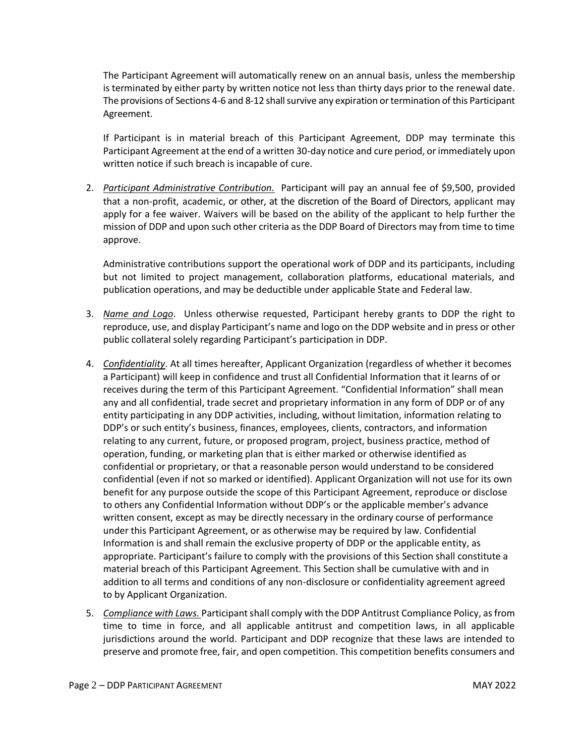The Participant Agreement will automatically renew on an annual basis, unless the membership is terminated by either party by written notice not less than thirty days prior to the renewal date. The provisions of Sections 4-6 and 8-12 shall survive any expiration or termination of this Participant Agreement.

If Participant is in material breach of this Participant Agreement, DDP may terminate this Participant Agreement at the end of a written 30-day notice and cure period, or immediately upon written notice if such breach is incapable of cure.

2. *Participant Administrative Contribution.* Participant will pay an annual fee of $9,500, provided that a non-profit, academic, or other, at the discretion of the Board of Directors, applicant may apply for a fee waiver. Waivers will be based on the ability of the applicant to help further the mission of DDP and upon such other criteria as the DDP Board of Directors may from time to time approve.

   Administrative contributions support the operational work of DDP and its participants, including but not limited to project management, collaboration platforms, educational materials, and publication operations, and may be deductible under applicable State and Federal law.

3. *Name and Logo*. Unless otherwise requested, Participant hereby grants to DDP the right to reproduce, use, and display Participant's name and logo on the DDP website and in press or other public collateral solely regarding Participant's participation in DDP.

4. *Confidentiality*. At all times hereafter, Applicant Organization (regardless of whether it becomes a Participant) will keep in confidence and trust all Confidential Information that it learns of or receives during the term of this Participant Agreement. "Confidential Information" shall mean any and all confidential, trade secret and proprietary information in any form of DDP or of any entity participating in any DDP activities, including, without limitation, information relating to DDP's or such entity's business, finances, employees, clients, contractors, and information relating to any current, future, or proposed program, project, business practice, method of operation, funding, or marketing plan that is either marked or otherwise identified as confidential or proprietary, or that a reasonable person would understand to be considered confidential (even if not so marked or identified). Applicant Organization will not use for its own benefit for any purpose outside the scope of this Participant Agreement, reproduce or disclose to others any Confidential Information without DDP's or the applicable member's advance written consent, except as may be directly necessary in the ordinary course of performance under this Participant Agreement, or as otherwise may be required by law. Confidential Information is and shall remain the exclusive property of DDP or the applicable entity, as appropriate. Participant's failure to comply with the provisions of this Section shall constitute a material breach of this Participant Agreement. This Section shall be cumulative with and in addition to all terms and conditions of any non-disclosure or confidentiality agreement agreed to by Applicant Organization.

5. *Compliance with Laws.* Participant shall comply with the DDP Antitrust Compliance Policy, as from time to time in force, and all applicable antitrust and competition laws, in all applicable jurisdictions around the world. Participant and DDP recognize that these laws are intended to preserve and promote free, fair, and open competition. This competition benefits consumers and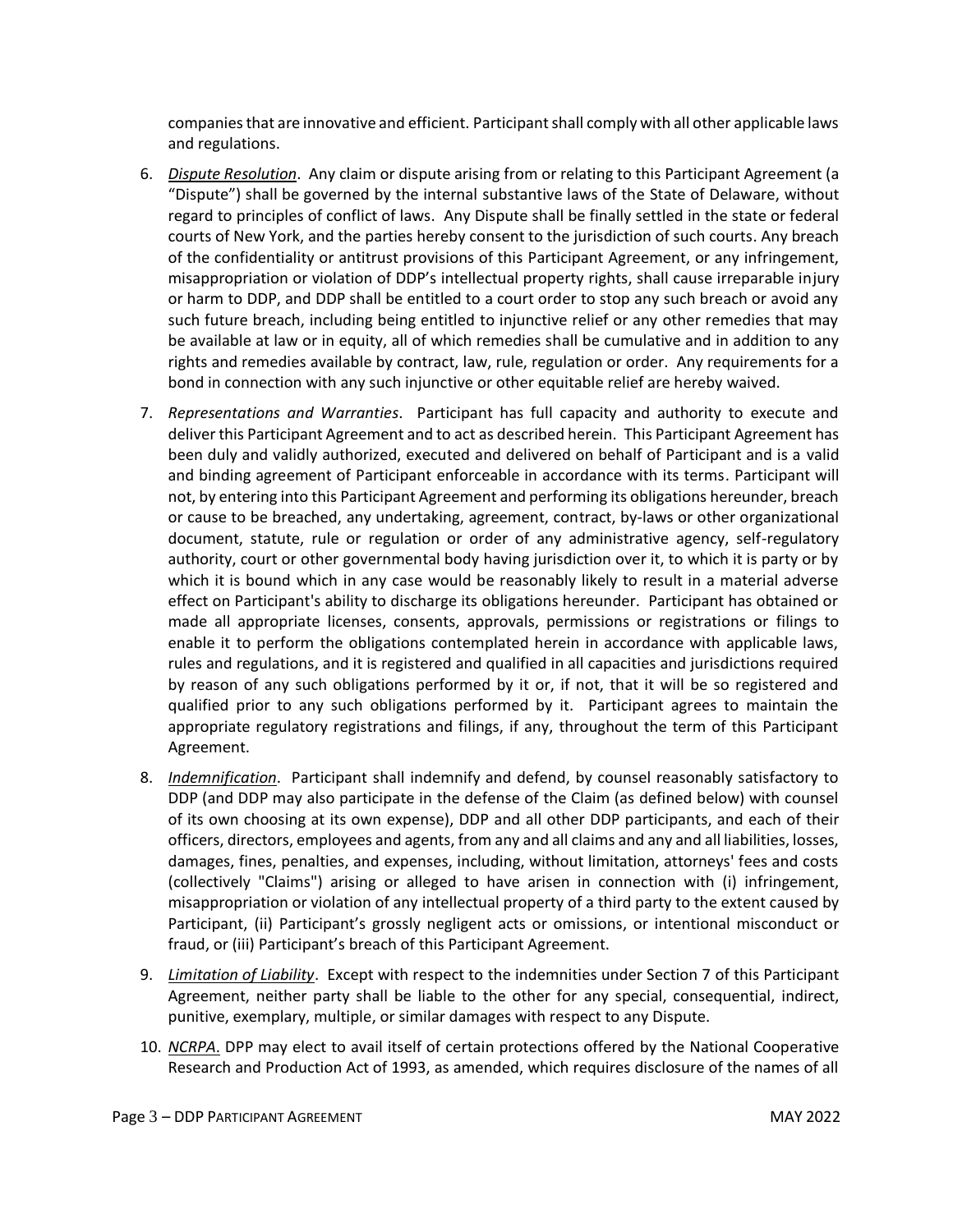companies that are innovative and efficient. Participant shall comply with all other applicable laws and regulations.

6. *Dispute Resolution*. Any claim or dispute arising from or relating to this Participant Agreement (a "Dispute") shall be governed by the internal substantive laws of the State of Delaware, without regard to principles of conflict of laws. Any Dispute shall be finally settled in the state or federal courts of New York, and the parties hereby consent to the jurisdiction of such courts. Any breach of the confidentiality or antitrust provisions of this Participant Agreement, or any infringement, misappropriation or violation of DDP's intellectual property rights, shall cause irreparable injury or harm to DDP, and DDP shall be entitled to a court order to stop any such breach or avoid any such future breach, including being entitled to injunctive relief or any other remedies that may be available at law or in equity, all of which remedies shall be cumulative and in addition to any rights and remedies available by contract, law, rule, regulation or order. Any requirements for a bond in connection with any such injunctive or other equitable relief are hereby waived.

7. *Representations and Warranties*. Participant has full capacity and authority to execute and deliver this Participant Agreement and to act as described herein. This Participant Agreement has been duly and validly authorized, executed and delivered on behalf of Participant and is a valid and binding agreement of Participant enforceable in accordance with its terms. Participant will not, by entering into this Participant Agreement and performing its obligations hereunder, breach or cause to be breached, any undertaking, agreement, contract, by-laws or other organizational document, statute, rule or regulation or order of any administrative agency, self-regulatory authority, court or other governmental body having jurisdiction over it, to which it is party or by which it is bound which in any case would be reasonably likely to result in a material adverse effect on Participant's ability to discharge its obligations hereunder. Participant has obtained or made all appropriate licenses, consents, approvals, permissions or registrations or filings to enable it to perform the obligations contemplated herein in accordance with applicable laws, rules and regulations, and it is registered and qualified in all capacities and jurisdictions required by reason of any such obligations performed by it or, if not, that it will be so registered and qualified prior to any such obligations performed by it. Participant agrees to maintain the appropriate regulatory registrations and filings, if any, throughout the term of this Participant Agreement.

8. *Indemnification*. Participant shall indemnify and defend, by counsel reasonably satisfactory to DDP (and DDP may also participate in the defense of the Claim (as defined below) with counsel of its own choosing at its own expense), DDP and all other DDP participants, and each of their officers, directors, employees and agents, from any and all claims and any and all liabilities, losses, damages, fines, penalties, and expenses, including, without limitation, attorneys' fees and costs (collectively "Claims") arising or alleged to have arisen in connection with (i) infringement, misappropriation or violation of any intellectual property of a third party to the extent caused by Participant, (ii) Participant's grossly negligent acts or omissions, or intentional misconduct or fraud, or (iii) Participant's breach of this Participant Agreement.

9. *Limitation of Liability*. Except with respect to the indemnities under Section 7 of this Participant Agreement, neither party shall be liable to the other for any special, consequential, indirect, punitive, exemplary, multiple, or similar damages with respect to any Dispute.

10. *NCRPA*. DPP may elect to avail itself of certain protections offered by the National Cooperative Research and Production Act of 1993, as amended, which requires disclosure of the names of all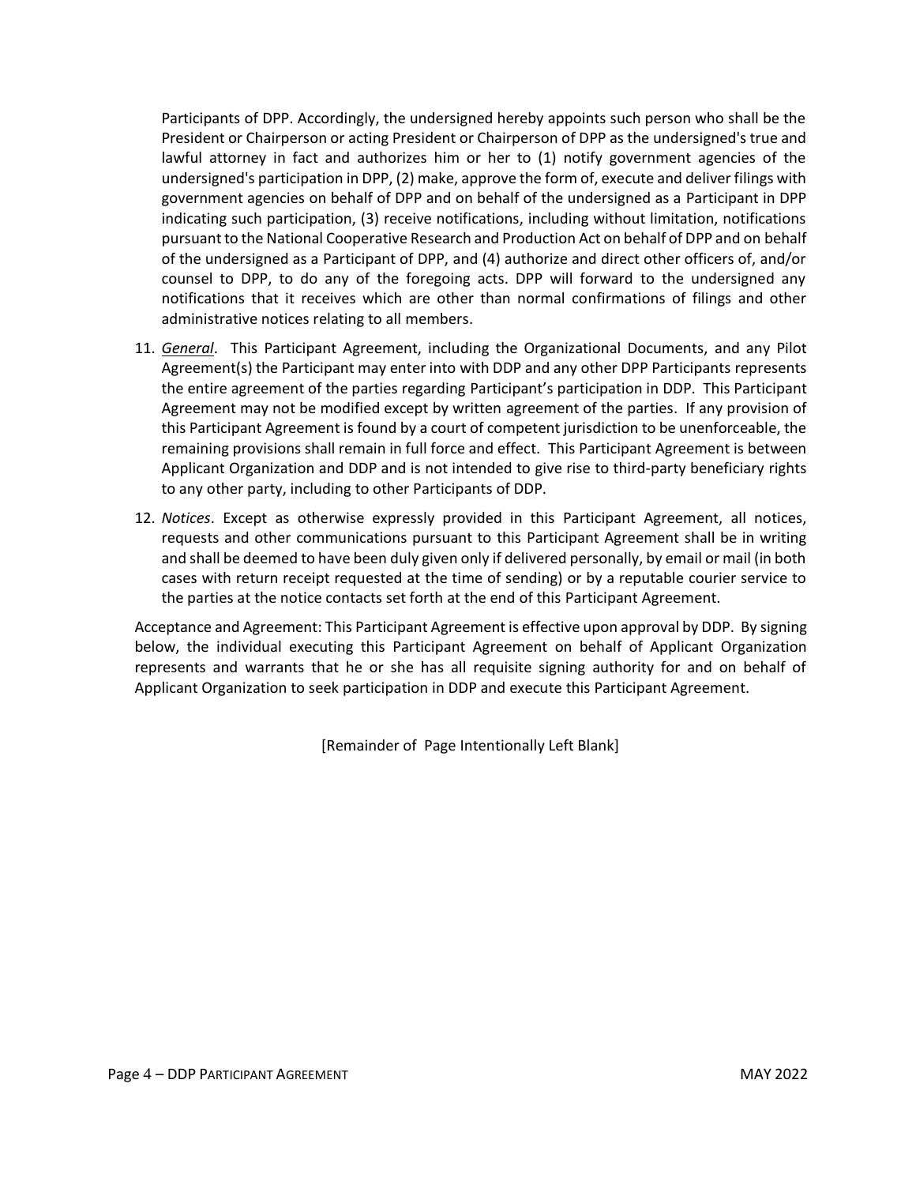Participants of DPP. Accordingly, the undersigned hereby appoints such person who shall be the President or Chairperson or acting President or Chairperson of DPP as the undersigned's true and lawful attorney in fact and authorizes him or her to (1) notify government agencies of the undersigned's participation in DPP, (2) make, approve the form of, execute and deliver filings with government agencies on behalf of DPP and on behalf of the undersigned as a Participant in DPP indicating such participation, (3) receive notifications, including without limitation, notifications pursuant to the National Cooperative Research and Production Act on behalf of DPP and on behalf of the undersigned as a Participant of DPP, and (4) authorize and direct other officers of, and/or counsel to DPP, to do any of the foregoing acts. DPP will forward to the undersigned any notifications that it receives which are other than normal confirmations of filings and other administrative notices relating to all members.

11. *General*. This Participant Agreement, including the Organizational Documents, and any Pilot Agreement(s) the Participant may enter into with DDP and any other DPP Participants represents the entire agreement of the parties regarding Participant's participation in DDP. This Participant Agreement may not be modified except by written agreement of the parties. If any provision of this Participant Agreement is found by a court of competent jurisdiction to be unenforceable, the remaining provisions shall remain in full force and effect. This Participant Agreement is between Applicant Organization and DDP and is not intended to give rise to third-party beneficiary rights to any other party, including to other Participants of DDP.

12. *Notices*. Except as otherwise expressly provided in this Participant Agreement, all notices, requests and other communications pursuant to this Participant Agreement shall be in writing and shall be deemed to have been duly given only if delivered personally, by email or mail (in both cases with return receipt requested at the time of sending) or by a reputable courier service to the parties at the notice contacts set forth at the end of this Participant Agreement.

Acceptance and Agreement: This Participant Agreement is effective upon approval by DDP. By signing below, the individual executing this Participant Agreement on behalf of Applicant Organization represents and warrants that he or she has all requisite signing authority for and on behalf of Applicant Organization to seek participation in DDP and execute this Participant Agreement.

[Remainder of Page Intentionally Left Blank]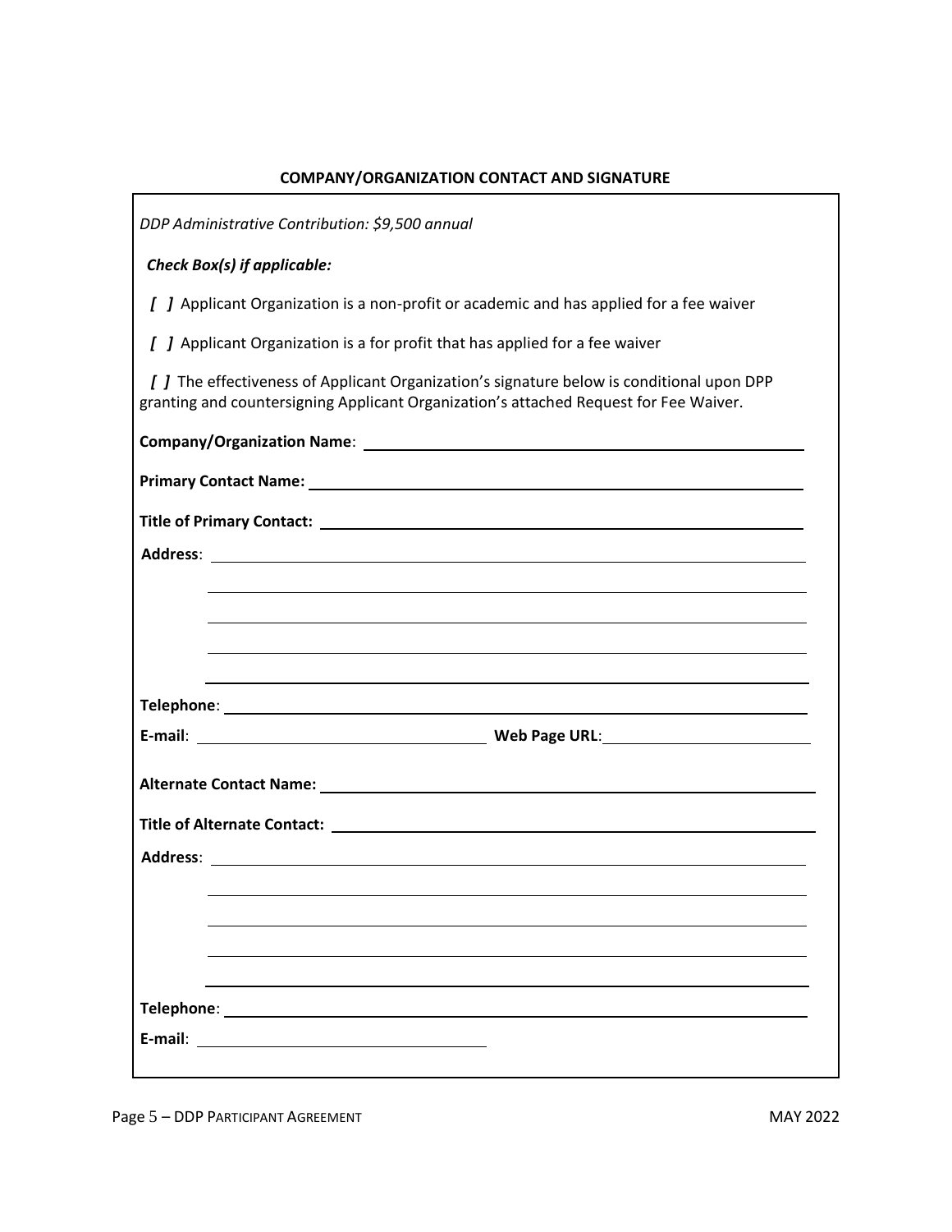## COMPANY/ORGANIZATION CONTACT AND SIGNATURE

*DDP Administrative Contribution: $9,500 annual*

***Check Box(s) if applicable:***

***[ ]*** Applicant Organization is a non-profit or academic and has applied for a fee waiver

***[ ]*** Applicant Organization is a for profit that has applied for a fee waiver

***[ ]*** The effectiveness of Applicant Organization's signature below is conditional upon DPP granting and countersigning Applicant Organization's attached Request for Fee Waiver.

**Company/Organization Name**: \_\_\_\_\_\_\_\_\_\_\_\_\_\_\_\_\_\_\_\_\_\_\_\_\_\_\_\_\_\_\_\_\_\_\_\_\_\_\_\_

**Primary Contact Name:** \_\_\_\_\_\_\_\_\_\_\_\_\_\_\_\_\_\_\_\_\_\_\_\_\_\_\_\_\_\_\_\_\_\_\_\_\_\_\_\_

**Title of Primary Contact:** \_\_\_\_\_\_\_\_\_\_\_\_\_\_\_\_\_\_\_\_\_\_\_\_\_\_\_\_\_\_\_\_\_\_\_\_\_\_\_\_

**Address**: \_\_\_\_\_\_\_\_\_\_\_\_\_\_\_\_\_\_\_\_\_\_\_\_\_\_\_\_\_\_\_\_\_\_\_\_\_\_\_\_

\_\_\_\_\_\_\_\_\_\_\_\_\_\_\_\_\_\_\_\_\_\_\_\_\_\_\_\_\_\_\_\_\_\_\_\_\_\_\_\_

\_\_\_\_\_\_\_\_\_\_\_\_\_\_\_\_\_\_\_\_\_\_\_\_\_\_\_\_\_\_\_\_\_\_\_\_\_\_\_\_

\_\_\_\_\_\_\_\_\_\_\_\_\_\_\_\_\_\_\_\_\_\_\_\_\_\_\_\_\_\_\_\_\_\_\_\_\_\_\_\_

\_\_\_\_\_\_\_\_\_\_\_\_\_\_\_\_\_\_\_\_\_\_\_\_\_\_\_\_\_\_\_\_\_\_\_\_\_\_\_\_

**Telephone**: \_\_\_\_\_\_\_\_\_\_\_\_\_\_\_\_\_\_\_\_\_\_\_\_\_\_\_\_\_\_\_\_\_\_\_\_\_\_\_\_

**E-mail**: \_\_\_\_\_\_\_\_\_\_\_\_\_\_\_\_\_\_\_\_ **Web Page URL**: \_\_\_\_\_\_\_\_\_\_\_\_\_\_\_\_\_\_\_\_

**Alternate Contact Name:** \_\_\_\_\_\_\_\_\_\_\_\_\_\_\_\_\_\_\_\_\_\_\_\_\_\_\_\_\_\_\_\_\_\_\_\_\_\_\_\_

**Title of Alternate Contact:** \_\_\_\_\_\_\_\_\_\_\_\_\_\_\_\_\_\_\_\_\_\_\_\_\_\_\_\_\_\_\_\_\_\_\_\_\_\_\_\_

**Address**: \_\_\_\_\_\_\_\_\_\_\_\_\_\_\_\_\_\_\_\_\_\_\_\_\_\_\_\_\_\_\_\_\_\_\_\_\_\_\_\_

\_\_\_\_\_\_\_\_\_\_\_\_\_\_\_\_\_\_\_\_\_\_\_\_\_\_\_\_\_\_\_\_\_\_\_\_\_\_\_\_

\_\_\_\_\_\_\_\_\_\_\_\_\_\_\_\_\_\_\_\_\_\_\_\_\_\_\_\_\_\_\_\_\_\_\_\_\_\_\_\_

\_\_\_\_\_\_\_\_\_\_\_\_\_\_\_\_\_\_\_\_\_\_\_\_\_\_\_\_\_\_\_\_\_\_\_\_\_\_\_\_

\_\_\_\_\_\_\_\_\_\_\_\_\_\_\_\_\_\_\_\_\_\_\_\_\_\_\_\_\_\_\_\_\_\_\_\_\_\_\_\_

**Telephone**: \_\_\_\_\_\_\_\_\_\_\_\_\_\_\_\_\_\_\_\_\_\_\_\_\_\_\_\_\_\_\_\_\_\_\_\_\_\_\_\_

**E-mail**: \_\_\_\_\_\_\_\_\_\_\_\_\_\_\_\_\_\_\_\_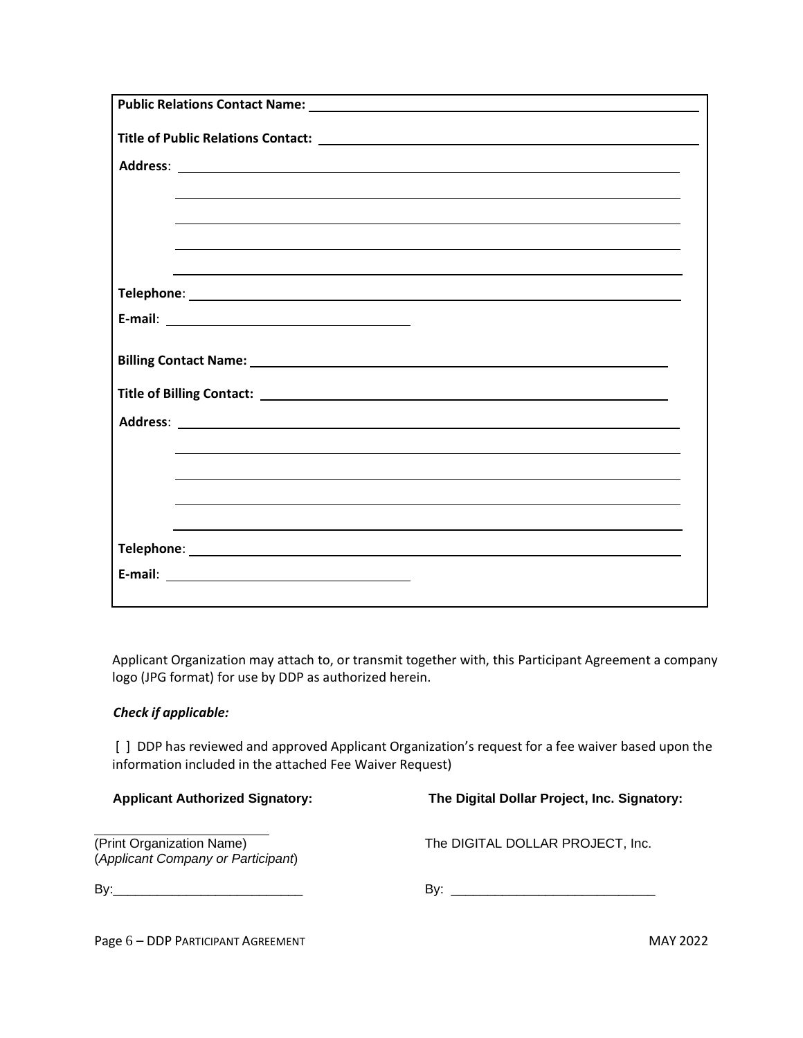**Public Relations Contact Name:** \_\_\_\_\_\_\_\_\_\_\_\_\_\_\_\_\_\_\_\_\_\_\_\_\_\_\_\_\_\_\_\_\_\_\_\_\_\_\_\_

**Title of Public Relations Contact:** \_\_\_\_\_\_\_\_\_\_\_\_\_\_\_\_\_\_\_\_\_\_\_\_\_\_\_\_\_\_\_\_\_\_\_\_\_\_\_\_

**Address**: \_\_\_\_\_\_\_\_\_\_\_\_\_\_\_\_\_\_\_\_\_\_\_\_\_\_\_\_\_\_\_\_\_\_\_\_\_\_\_\_

\_\_\_\_\_\_\_\_\_\_\_\_\_\_\_\_\_\_\_\_\_\_\_\_\_\_\_\_\_\_\_\_\_\_\_\_\_\_\_\_

\_\_\_\_\_\_\_\_\_\_\_\_\_\_\_\_\_\_\_\_\_\_\_\_\_\_\_\_\_\_\_\_\_\_\_\_\_\_\_\_

\_\_\_\_\_\_\_\_\_\_\_\_\_\_\_\_\_\_\_\_\_\_\_\_\_\_\_\_\_\_\_\_\_\_\_\_\_\_\_\_

\_\_\_\_\_\_\_\_\_\_\_\_\_\_\_\_\_\_\_\_\_\_\_\_\_\_\_\_\_\_\_\_\_\_\_\_\_\_\_\_

**Telephone**: \_\_\_\_\_\_\_\_\_\_\_\_\_\_\_\_\_\_\_\_\_\_\_\_\_\_\_\_\_\_\_\_\_\_\_\_\_\_\_\_

**E-mail**: \_\_\_\_\_\_\_\_\_\_\_\_\_\_\_\_\_\_\_\_\_\_\_\_\_\_

**Billing Contact Name:** \_\_\_\_\_\_\_\_\_\_\_\_\_\_\_\_\_\_\_\_\_\_\_\_\_\_\_\_\_\_\_\_\_\_\_\_\_\_\_\_

**Title of Billing Contact:** \_\_\_\_\_\_\_\_\_\_\_\_\_\_\_\_\_\_\_\_\_\_\_\_\_\_\_\_\_\_\_\_\_\_\_\_\_\_\_\_

**Address**: \_\_\_\_\_\_\_\_\_\_\_\_\_\_\_\_\_\_\_\_\_\_\_\_\_\_\_\_\_\_\_\_\_\_\_\_\_\_\_\_

\_\_\_\_\_\_\_\_\_\_\_\_\_\_\_\_\_\_\_\_\_\_\_\_\_\_\_\_\_\_\_\_\_\_\_\_\_\_\_\_

\_\_\_\_\_\_\_\_\_\_\_\_\_\_\_\_\_\_\_\_\_\_\_\_\_\_\_\_\_\_\_\_\_\_\_\_\_\_\_\_

\_\_\_\_\_\_\_\_\_\_\_\_\_\_\_\_\_\_\_\_\_\_\_\_\_\_\_\_\_\_\_\_\_\_\_\_\_\_\_\_

\_\_\_\_\_\_\_\_\_\_\_\_\_\_\_\_\_\_\_\_\_\_\_\_\_\_\_\_\_\_\_\_\_\_\_\_\_\_\_\_

**Telephone**: \_\_\_\_\_\_\_\_\_\_\_\_\_\_\_\_\_\_\_\_\_\_\_\_\_\_\_\_\_\_\_\_\_\_\_\_\_\_\_\_

**E-mail**: \_\_\_\_\_\_\_\_\_\_\_\_\_\_\_\_\_\_\_\_\_\_\_\_\_\_

Applicant Organization may attach to, or transmit together with, this Participant Agreement a company logo (JPG format) for use by DDP as authorized herein.

***Check if applicable:***

[ ] DDP has reviewed and approved Applicant Organization's request for a fee waiver based upon the information included in the attached Fee Waiver Request)

| **Applicant Authorized Signatory:** | **The Digital Dollar Project, Inc. Signatory:** |
|---|---|
| \_\_\_\_\_\_\_\_\_\_\_\_\_\_\_\_\_\_\_\_\_\_\_\_ <br> (Print Organization Name) <br> (*Applicant Company or Participant*) | The DIGITAL DOLLAR PROJECT, Inc. |
| By:\_\_\_\_\_\_\_\_\_\_\_\_\_\_\_\_\_\_\_\_\_\_\_\_\_\_\_ | By: \_\_\_\_\_\_\_\_\_\_\_\_\_\_\_\_\_\_\_\_\_\_\_\_\_\_\_\_\_ |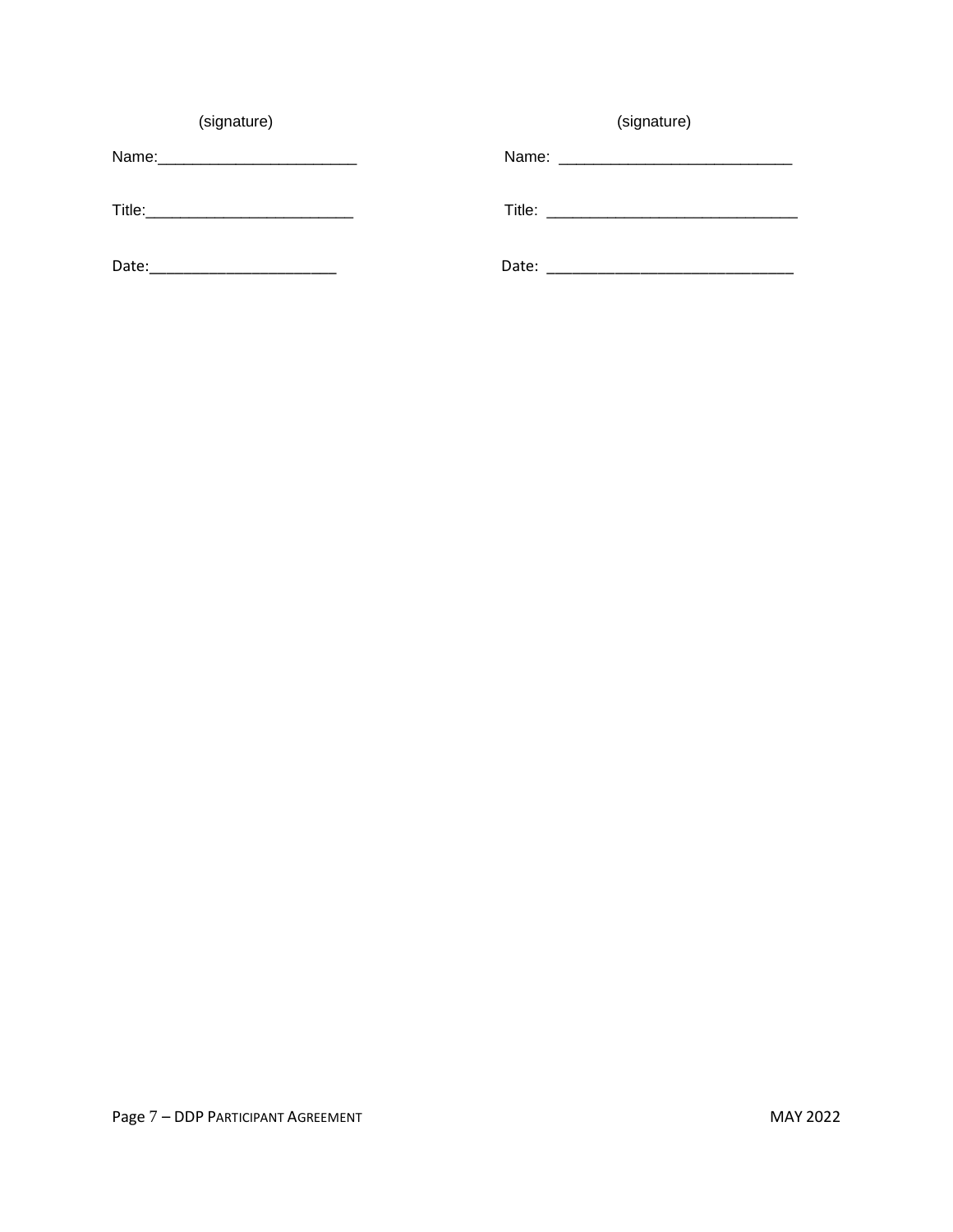| | |
|---|---|
| (signature) | (signature) |
| Name:________________________ | Name: ___________________________ |
| Title:_________________________ | Title: _____________________________ |
| Date:______________________ | Date: _____________________________ |